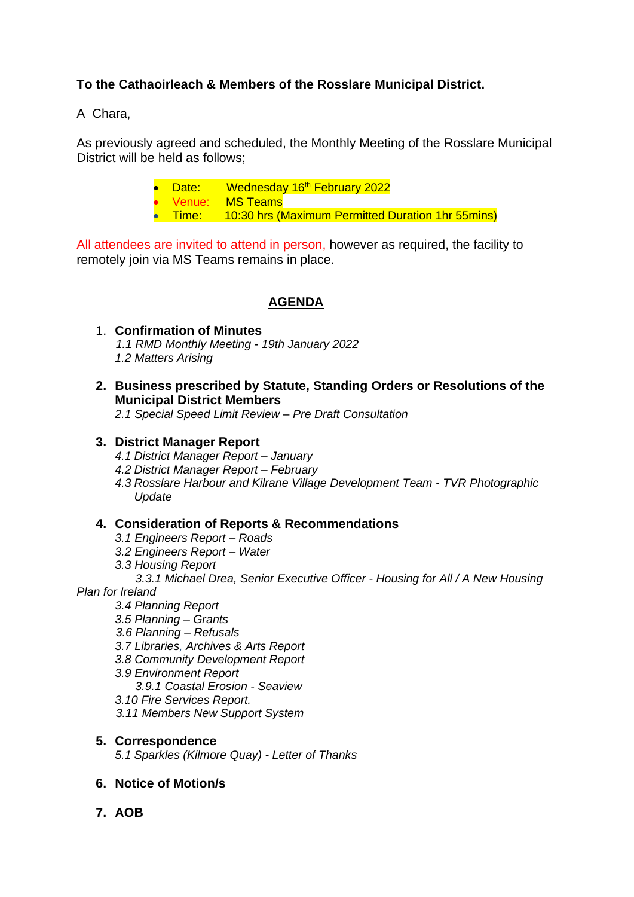**To the Cathaoirleach & Members of the Rosslare Municipal District.**

A Chara,

As previously agreed and scheduled, the Monthly Meeting of the Rosslare Municipal District will be held as follows;

- Date: Wednesday 16th February 2022
- Venue: MS Teams
- Time: 10:30 hrs (Maximum Permitted Duration 1hr 55mins)

All attendees are invited to attend in person, however as required, the facility to remotely join via MS Teams remains in place.

## AGENDA

1. **Confirmation of Minutes**
   *1.1 RMD Monthly Meeting - 19th January 2022*
   *1.2 Matters Arising*

2. **Business prescribed by Statute, Standing Orders or Resolutions of the Municipal District Members**
   *2.1 Special Speed Limit Review – Pre Draft Consultation*

3. **District Manager Report**
   *4.1 District Manager Report – January*
   *4.2 District Manager Report – February*
   *4.3 Rosslare Harbour and Kilrane Village Development Team - TVR Photographic Update*

4. **Consideration of Reports & Recommendations**
   *3.1 Engineers Report – Roads*
   *3.2 Engineers Report – Water*
   *3.3 Housing Report*
   *3.3.1 Michael Drea, Senior Executive Officer - Housing for All / A New Housing Plan for Ireland*
   *3.4 Planning Report*
   *3.5 Planning – Grants*
   *3.6 Planning – Refusals*
   *3.7 Libraries, Archives & Arts Report*
   *3.8 Community Development Report*
   *3.9 Environment Report*
   *3.9.1 Coastal Erosion - Seaview*
   *3.10 Fire Services Report.*
   *3.11 Members New Support System*

5. **Correspondence**
   *5.1 Sparkles (Kilmore Quay) - Letter of Thanks*

6. **Notice of Motion/s**

7. **AOB**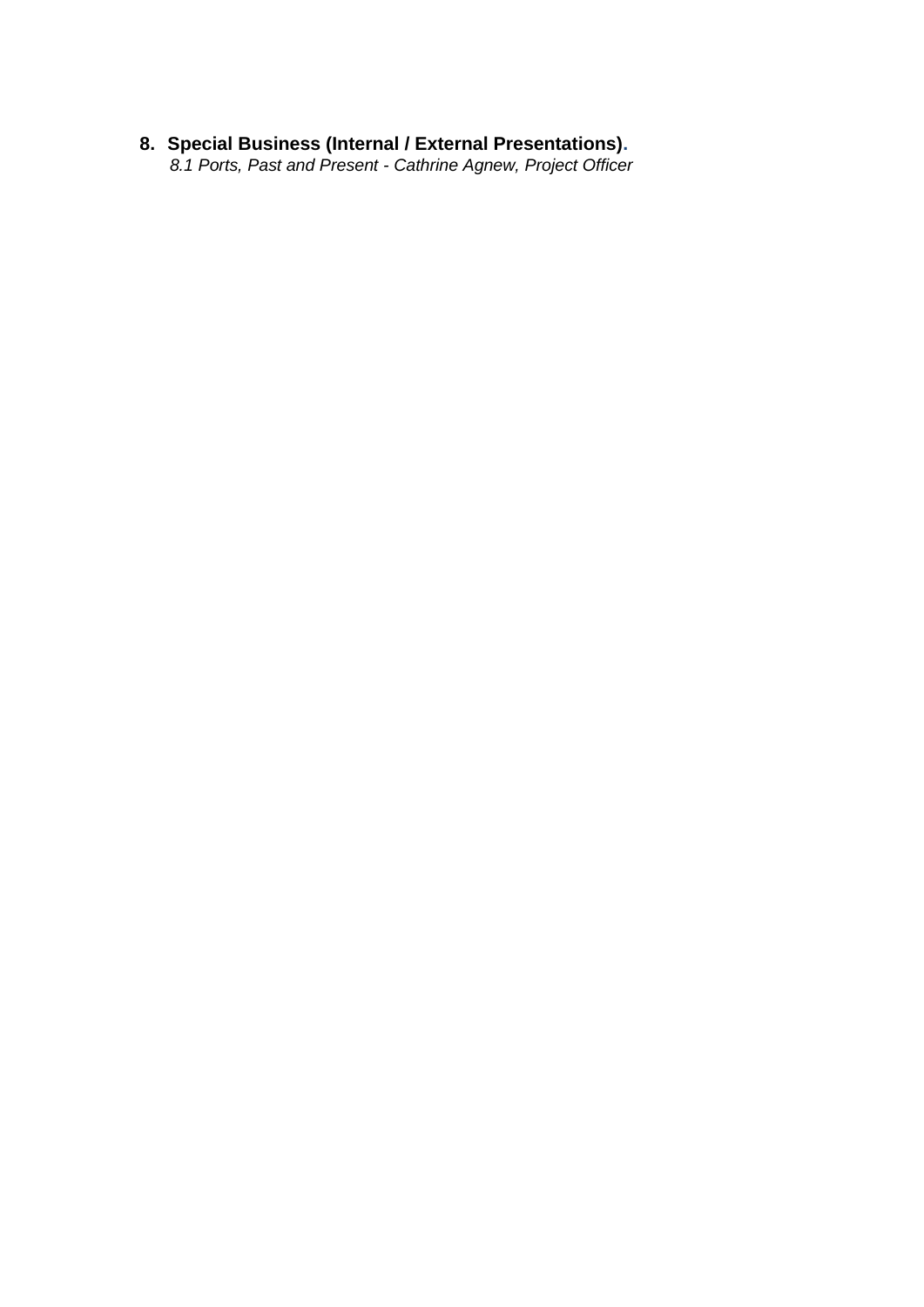**8. Special Business (Internal / External Presentations).**

*8.1 Ports, Past and Present - Cathrine Agnew, Project Officer*